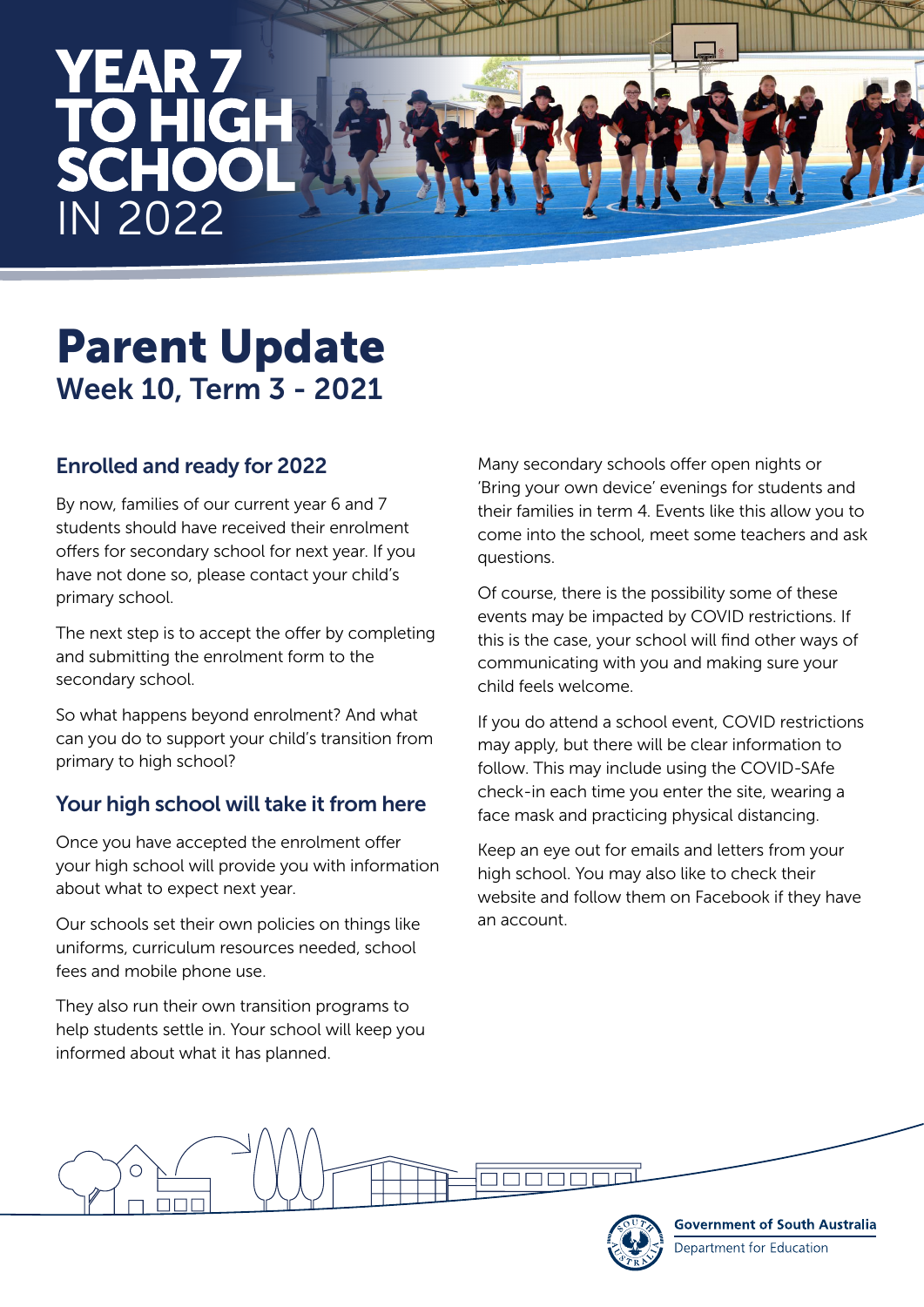# YEAR 7 TO HIGH SCHOOL IN 2022

# Parent Update

## Week 10, Term 3 - 2021

### Enrolled and ready for 2022

By now, families of our current year 6 and 7 students should have received their enrolment offers for secondary school for next year. If you have not done so, please contact your child's primary school.

The next step is to accept the offer by completing and submitting the enrolment form to the secondary school.

So what happens beyond enrolment? And what can you do to support your child's transition from primary to high school?

### Your high school will take it from here

Once you have accepted the enrolment offer your high school will provide you with information about what to expect next year.

Our schools set their own policies on things like uniforms, curriculum resources needed, school fees and mobile phone use.

They also run their own transition programs to help students settle in. Your school will keep you informed about what it has planned.

Many secondary schools offer open nights or 'Bring your own device' evenings for students and their families in term 4. Events like this allow you to come into the school, meet some teachers and ask questions.

Of course, there is the possibility some of these events may be impacted by COVID restrictions. If this is the case, your school will find other ways of communicating with you and making sure your child feels welcome.

If you do attend a school event, COVID restrictions may apply, but there will be clear information to follow. This may include using the COVID-SAfe check-in each time you enter the site, wearing a face mask and practicing physical distancing.

Keep an eye out for emails and letters from your high school. You may also like to check their website and follow them on Facebook if they have an account.

Government of South Australia
Department for Education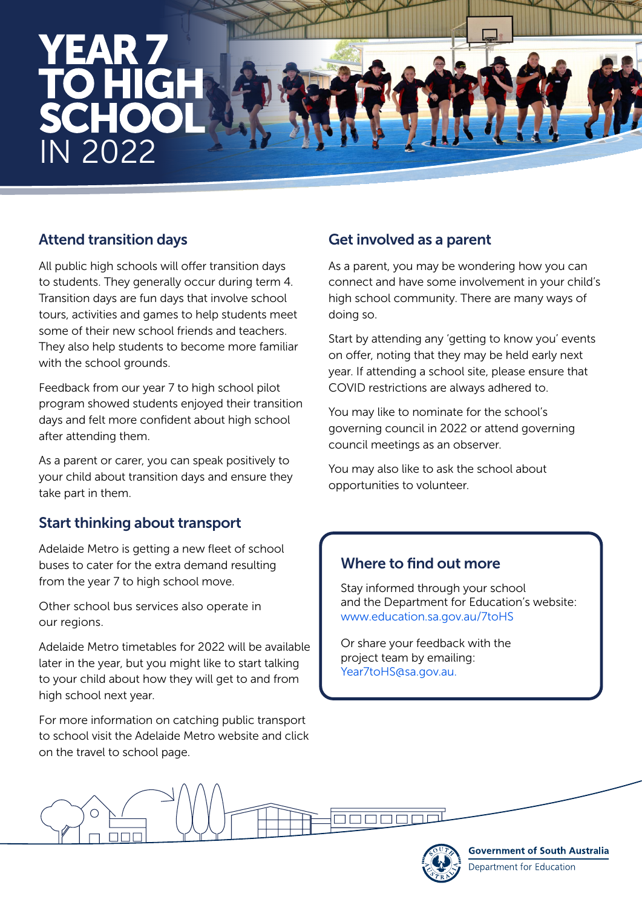# YEAR 7 TO HIGH SCHOOL IN 2022

## Attend transition days

All public high schools will offer transition days to students. They generally occur during term 4. Transition days are fun days that involve school tours, activities and games to help students meet some of their new school friends and teachers. They also help students to become more familiar with the school grounds.

Feedback from our year 7 to high school pilot program showed students enjoyed their transition days and felt more confident about high school after attending them.

As a parent or carer, you can speak positively to your child about transition days and ensure they take part in them.

## Start thinking about transport

Adelaide Metro is getting a new fleet of school buses to cater for the extra demand resulting from the year 7 to high school move.

Other school bus services also operate in our regions.

Adelaide Metro timetables for 2022 will be available later in the year, but you might like to start talking to your child about how they will get to and from high school next year.

For more information on catching public transport to school visit the Adelaide Metro website and click on the travel to school page.

## Get involved as a parent

As a parent, you may be wondering how you can connect and have some involvement in your child's high school community. There are many ways of doing so.

Start by attending any 'getting to know you' events on offer, noting that they may be held early next year. If attending a school site, please ensure that COVID restrictions are always adhered to.

You may like to nominate for the school's governing council in 2022 or attend governing council meetings as an observer.

You may also like to ask the school about opportunities to volunteer.

## Where to find out more

Stay informed through your school and the Department for Education's website: www.education.sa.gov.au/7toHS

Or share your feedback with the project team by emailing: Year7toHS@sa.gov.au.

Government of South Australia
Department for Education